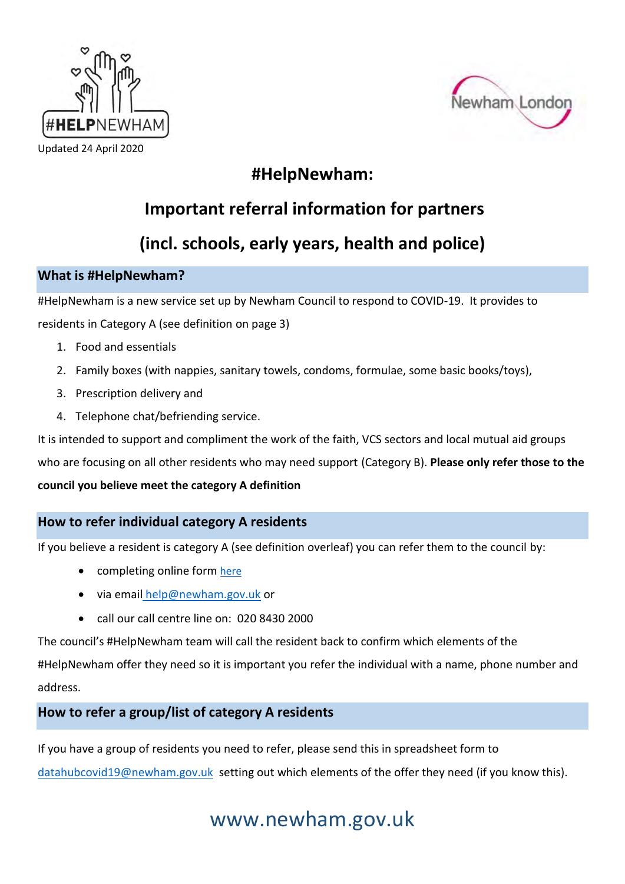#HELPNEWHAM

Newham London

Updated 24 April 2020

# #HelpNewham:

# Important referral information for partners

# (incl. schools, early years, health and police)

## What is #HelpNewham?

#HelpNewham is a new service set up by Newham Council to respond to COVID-19. It provides to residents in Category A (see definition on page 3)

1. Food and essentials
2. Family boxes (with nappies, sanitary towels, condoms, formulae, some basic books/toys),
3. Prescription delivery and
4. Telephone chat/befriending service.

It is intended to support and compliment the work of the faith, VCS sectors and local mutual aid groups who are focusing on all other residents who may need support (Category B). **Please only refer those to the council you believe meet the category A definition**

## How to refer individual category A residents

If you believe a resident is category A (see definition overleaf) you can refer them to the council by:

- completing online form here
- via email help@newham.gov.uk or
- call our call centre line on: 020 8430 2000

The council's #HelpNewham team will call the resident back to confirm which elements of the #HelpNewham offer they need so it is important you refer the individual with a name, phone number and address.

## How to refer a group/list of category A residents

If you have a group of residents you need to refer, please send this in spreadsheet form to datahubcovid19@newham.gov.uk setting out which elements of the offer they need (if you know this).

www.newham.gov.uk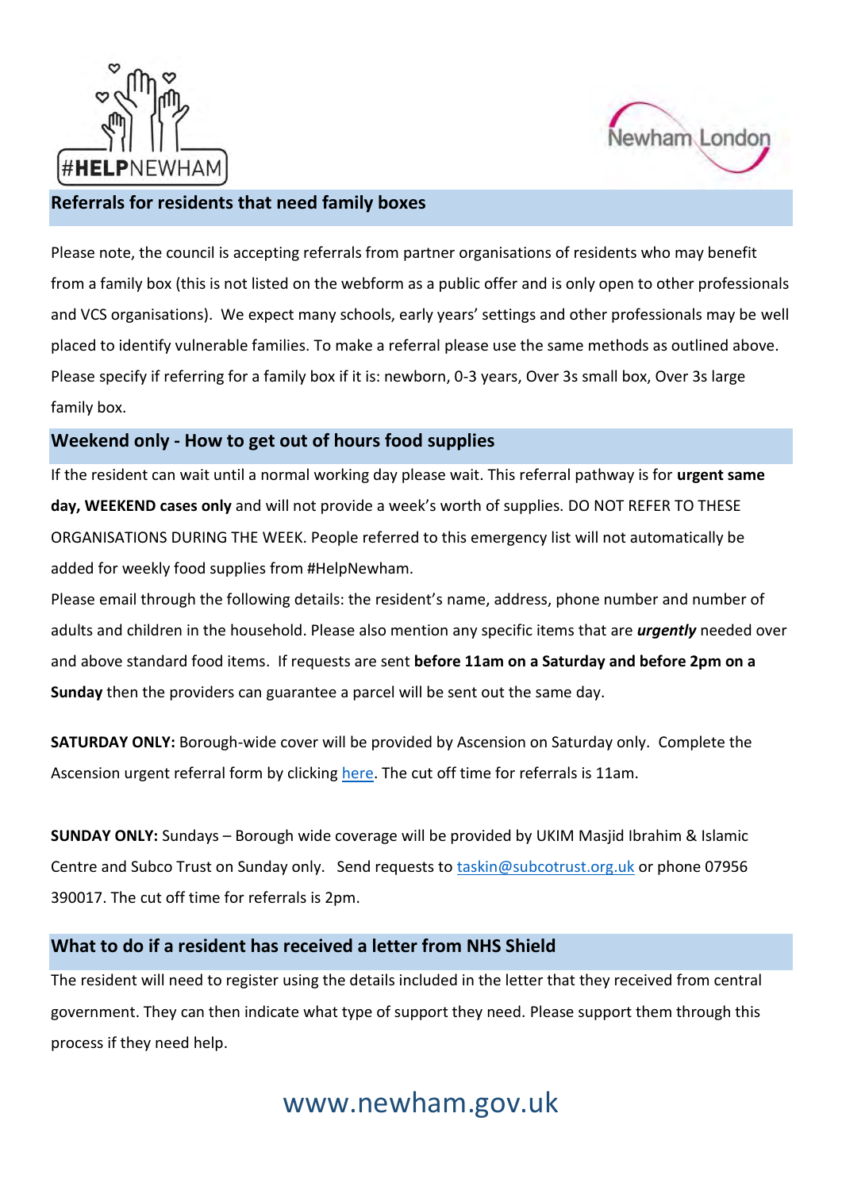## Referrals for residents that need family boxes

Please note, the council is accepting referrals from partner organisations of residents who may benefit from a family box (this is not listed on the webform as a public offer and is only open to other professionals and VCS organisations). We expect many schools, early years' settings and other professionals may be well placed to identify vulnerable families. To make a referral please use the same methods as outlined above. Please specify if referring for a family box if it is: newborn, 0-3 years, Over 3s small box, Over 3s large family box.

## Weekend only - How to get out of hours food supplies

If the resident can wait until a normal working day please wait. This referral pathway is for **urgent same day, WEEKEND cases only** and will not provide a week's worth of supplies. DO NOT REFER TO THESE ORGANISATIONS DURING THE WEEK. People referred to this emergency list will not automatically be added for weekly food supplies from #HelpNewham.

Please email through the following details: the resident's name, address, phone number and number of adults and children in the household. Please also mention any specific items that are ***urgently*** needed over and above standard food items. If requests are sent **before 11am on a Saturday and before 2pm on a Sunday** then the providers can guarantee a parcel will be sent out the same day.

**SATURDAY ONLY:** Borough-wide cover will be provided by Ascension on Saturday only. Complete the Ascension urgent referral form by clicking here. The cut off time for referrals is 11am.

**SUNDAY ONLY:** Sundays – Borough wide coverage will be provided by UKIM Masjid Ibrahim & Islamic Centre and Subco Trust on Sunday only. Send requests to taskin@subcotrust.org.uk or phone 07956 390017. The cut off time for referrals is 2pm.

## What to do if a resident has received a letter from NHS Shield

The resident will need to register using the details included in the letter that they received from central government. They can then indicate what type of support they need. Please support them through this process if they need help.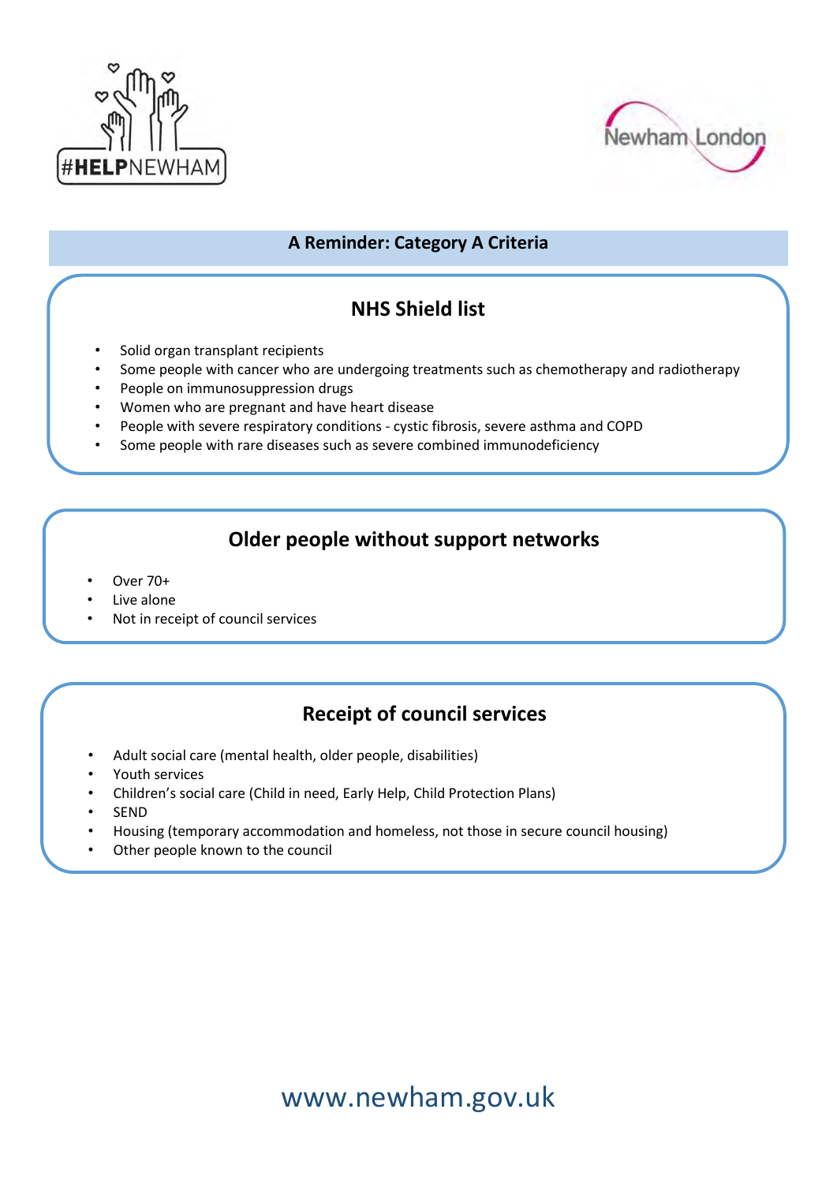#HELPNEWHAM

Newham London

## A Reminder: Category A Criteria

### NHS Shield list

- Solid organ transplant recipients
- Some people with cancer who are undergoing treatments such as chemotherapy and radiotherapy
- People on immunosuppression drugs
- Women who are pregnant and have heart disease
- People with severe respiratory conditions - cystic fibrosis, severe asthma and COPD
- Some people with rare diseases such as severe combined immunodeficiency

### Older people without support networks

- Over 70+
- Live alone
- Not in receipt of council services

### Receipt of council services

- Adult social care (mental health, older people, disabilities)
- Youth services
- Children's social care (Child in need, Early Help, Child Protection Plans)
- SEND
- Housing (temporary accommodation and homeless, not those in secure council housing)
- Other people known to the council

www.newham.gov.uk